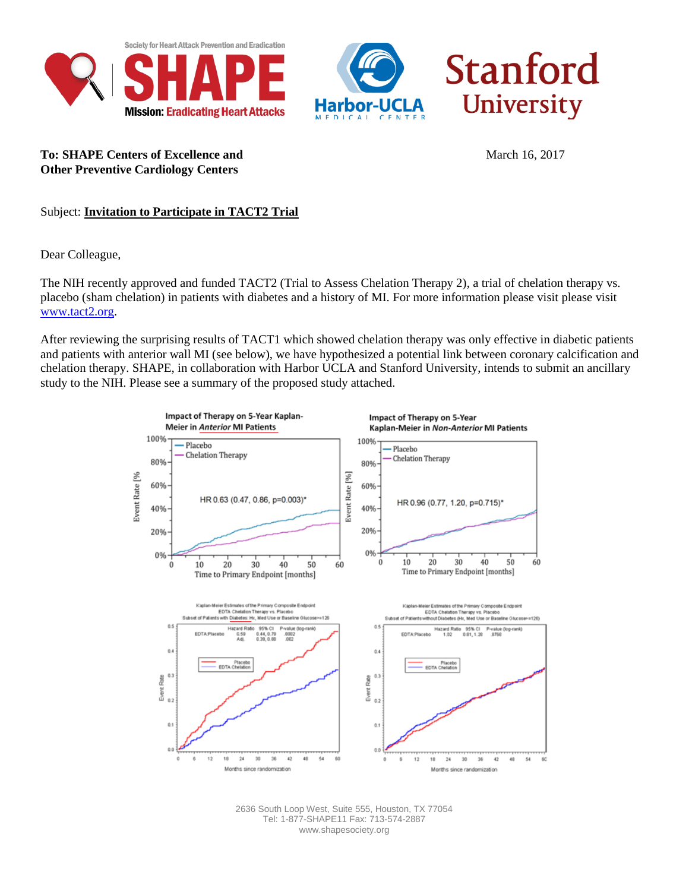**To: SHAPE Centers of Excellence and Other Preventive Cardiology Centers**

March 16, 2017

Subject: **Invitation to Participate in TACT2 Trial**

Dear Colleague,

The NIH recently approved and funded TACT2 (Trial to Assess Chelation Therapy 2), a trial of chelation therapy vs. placebo (sham chelation) in patients with diabetes and a history of MI. For more information please visit please visit [www.tact2.org](http://www.tact2.org).

After reviewing the surprising results of TACT1 which showed chelation therapy was only effective in diabetic patients and patients with anterior wall MI (see below), we have hypothesized a potential link between coronary calcification and chelation therapy. SHAPE, in collaboration with Harbor UCLA and Stanford University, intends to submit an ancillary study to the NIH. Please see a summary of the proposed study attached.

**Impact of Therapy on 5-Year Kaplan-Meier in *Anterior* MI Patients**

HR 0.63 (0.47, 0.86, p=0.003)*

**Impact of Therapy on 5-Year Kaplan-Meier in *Non-Anterior* MI Patients**

HR 0.96 (0.77, 1.20, p=0.715)*

Kaplan-Meier Estimates of the Primary Composite Endpoint
EDTA Chelation Therapy vs. Placebo
Subset of Patients with Diabetes: Hx, Med Use or Baseline Glucose>=126

| | Hazard Ratio | 95% CI | P-value (log-rank) |
|---|---|---|---|
| EDTA:Placebo | 0.59 | 0.44, 0.79 | .0002 |
| Adj. | 0.61 | 0.39, 0.88 | .002 |

Kaplan-Meier Estimates of the Primary Composite Endpoint
EDTA Chelation Therapy vs. Placebo
Subset of Patients without Diabetes (Hx, Med Use or Baseline Glucose<126)

| | Hazard Ratio | 95% CI | P-value (log-rank) |
|---|---|---|---|
| EDTA:Placebo | 1.02 | 0.81, 1.28 | .8768 |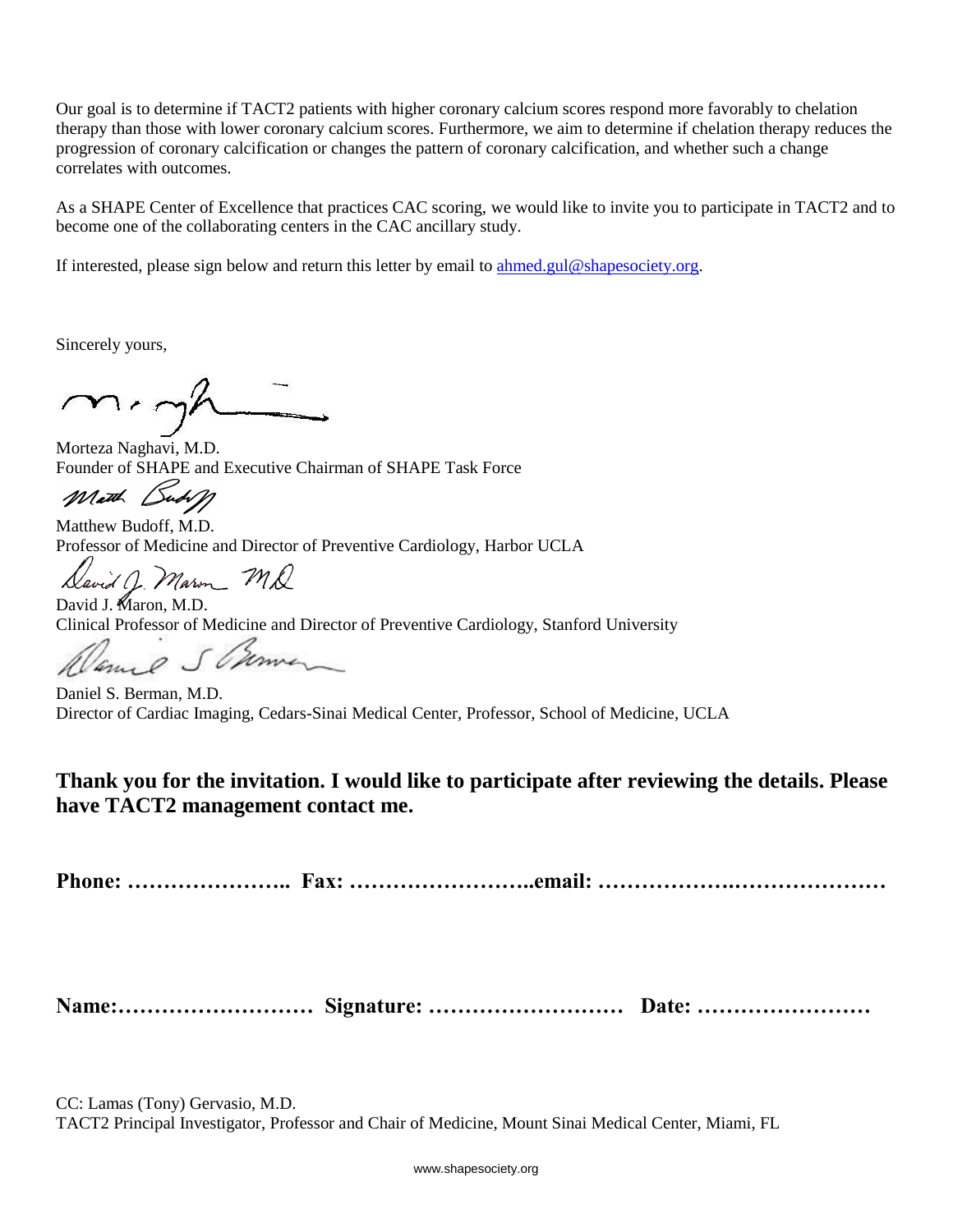Our goal is to determine if TACT2 patients with higher coronary calcium scores respond more favorably to chelation therapy than those with lower coronary calcium scores. Furthermore, we aim to determine if chelation therapy reduces the progression of coronary calcification or changes the pattern of coronary calcification, and whether such a change correlates with outcomes.

As a SHAPE Center of Excellence that practices CAC scoring, we would like to invite you to participate in TACT2 and to become one of the collaborating centers in the CAC ancillary study.

If interested, please sign below and return this letter by email to ahmed.gul@shapesociety.org.

Sincerely yours,

Morteza Naghavi, M.D.
Founder of SHAPE and Executive Chairman of SHAPE Task Force

Matthew Budoff, M.D.
Professor of Medicine and Director of Preventive Cardiology, Harbor UCLA

David J. Maron, M.D.
Clinical Professor of Medicine and Director of Preventive Cardiology, Stanford University

Daniel S. Berman, M.D.
Director of Cardiac Imaging, Cedars-Sinai Medical Center, Professor, School of Medicine, UCLA

**Thank you for the invitation. I would like to participate after reviewing the details. Please have TACT2 management contact me.**

**Phone: ………………….. Fax: ……………………..email: ……………….…………………**

**Name:……………………… Signature: ……………………… Date: ……………………**

CC: Lamas (Tony) Gervasio, M.D.
TACT2 Principal Investigator, Professor and Chair of Medicine, Mount Sinai Medical Center, Miami, FL